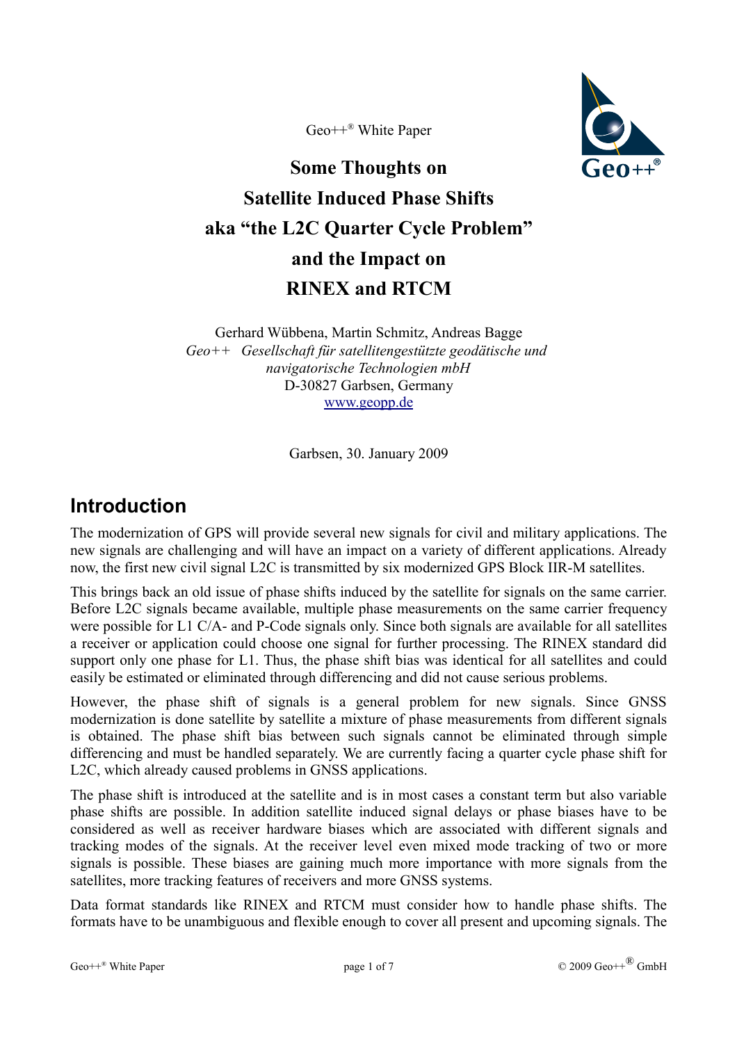Geo++® White Paper

# Some Thoughts on Satellite Induced Phase Shifts aka "the L2C Quarter Cycle Problem" and the Impact on RINEX and RTCM

Gerhard Wübbena, Martin Schmitz, Andreas Bagge
*Geo++ Gesellschaft für satellitengestützte geodätische und navigatorische Technologien mbH*
D-30827 Garbsen, Germany
www.geopp.de

Garbsen, 30. January 2009

## Introduction

The modernization of GPS will provide several new signals for civil and military applications. The new signals are challenging and will have an impact on a variety of different applications. Already now, the first new civil signal L2C is transmitted by six modernized GPS Block IIR-M satellites.

This brings back an old issue of phase shifts induced by the satellite for signals on the same carrier. Before L2C signals became available, multiple phase measurements on the same carrier frequency were possible for L1 C/A- and P-Code signals only. Since both signals are available for all satellites a receiver or application could choose one signal for further processing. The RINEX standard did support only one phase for L1. Thus, the phase shift bias was identical for all satellites and could easily be estimated or eliminated through differencing and did not cause serious problems.

However, the phase shift of signals is a general problem for new signals. Since GNSS modernization is done satellite by satellite a mixture of phase measurements from different signals is obtained. The phase shift bias between such signals cannot be eliminated through simple differencing and must be handled separately. We are currently facing a quarter cycle phase shift for L2C, which already caused problems in GNSS applications.

The phase shift is introduced at the satellite and is in most cases a constant term but also variable phase shifts are possible. In addition satellite induced signal delays or phase biases have to be considered as well as receiver hardware biases which are associated with different signals and tracking modes of the signals. At the receiver level even mixed mode tracking of two or more signals is possible. These biases are gaining much more importance with more signals from the satellites, more tracking features of receivers and more GNSS systems.

Data format standards like RINEX and RTCM must consider how to handle phase shifts. The formats have to be unambiguous and flexible enough to cover all present and upcoming signals. The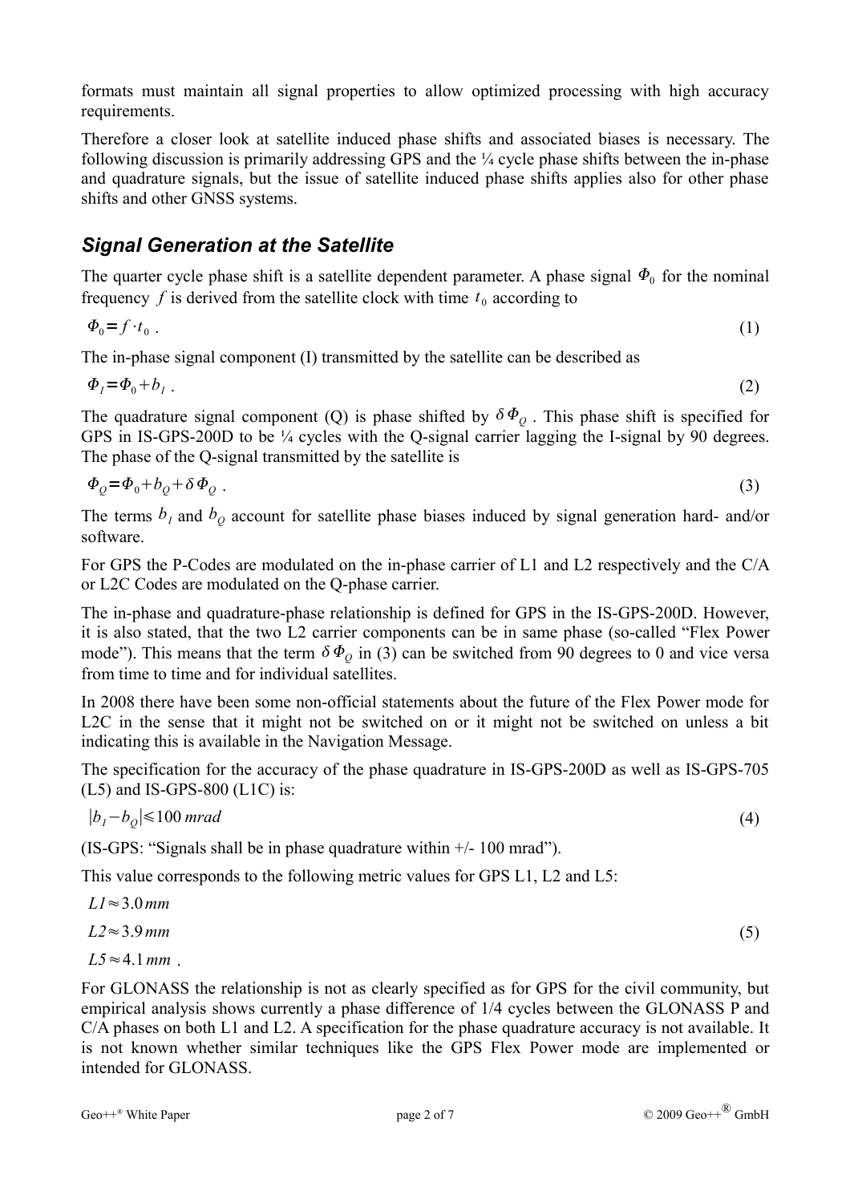formats must maintain all signal properties to allow optimized processing with high accuracy requirements.

Therefore a closer look at satellite induced phase shifts and associated biases is necessary. The following discussion is primarily addressing GPS and the ¼ cycle phase shifts between the in-phase and quadrature signals, but the issue of satellite induced phase shifts applies also for other phase shifts and other GNSS systems.

## Signal Generation at the Satellite

The quarter cycle phase shift is a satellite dependent parameter. A phase signal $\Phi_0$ for the nominal frequency $f$ is derived from the satellite clock with time $t_0$ according to

$$\Phi_0 = f \cdot t_0 \ . \tag{1}$$

The in-phase signal component (I) transmitted by the satellite can be described as

$$\Phi_I = \Phi_0 + b_I \ . \tag{2}$$

The quadrature signal component (Q) is phase shifted by $\delta\Phi_Q$. This phase shift is specified for GPS in IS-GPS-200D to be ¼ cycles with the Q-signal carrier lagging the I-signal by 90 degrees. The phase of the Q-signal transmitted by the satellite is

$$\Phi_Q = \Phi_0 + b_Q + \delta\Phi_Q \ . \tag{3}$$

The terms $b_I$ and $b_Q$ account for satellite phase biases induced by signal generation hard- and/or software.

For GPS the P-Codes are modulated on the in-phase carrier of L1 and L2 respectively and the C/A or L2C Codes are modulated on the Q-phase carrier.

The in-phase and quadrature-phase relationship is defined for GPS in the IS-GPS-200D. However, it is also stated, that the two L2 carrier components can be in same phase (so-called "Flex Power mode"). This means that the term $\delta\Phi_Q$ in (3) can be switched from 90 degrees to 0 and vice versa from time to time and for individual satellites.

In 2008 there have been some non-official statements about the future of the Flex Power mode for L2C in the sense that it might not be switched on or it might not be switched on unless a bit indicating this is available in the Navigation Message.

The specification for the accuracy of the phase quadrature in IS-GPS-200D as well as IS-GPS-705 (L5) and IS-GPS-800 (L1C) is:

$$|b_I - b_Q| \leqslant 100\,mrad \tag{4}$$

(IS-GPS: "Signals shall be in phase quadrature within +/- 100 mrad").

This value corresponds to the following metric values for GPS L1, L2 and L5:

$$\begin{aligned} L1 &\approx 3.0\,mm \\ L2 &\approx 3.9\,mm \\ L5 &\approx 4.1\,mm \ . \end{aligned} \tag{5}$$

For GLONASS the relationship is not as clearly specified as for GPS for the civil community, but empirical analysis shows currently a phase difference of 1/4 cycles between the GLONASS P and C/A phases on both L1 and L2. A specification for the phase quadrature accuracy is not available. It is not known whether similar techniques like the GPS Flex Power mode are implemented or intended for GLONASS.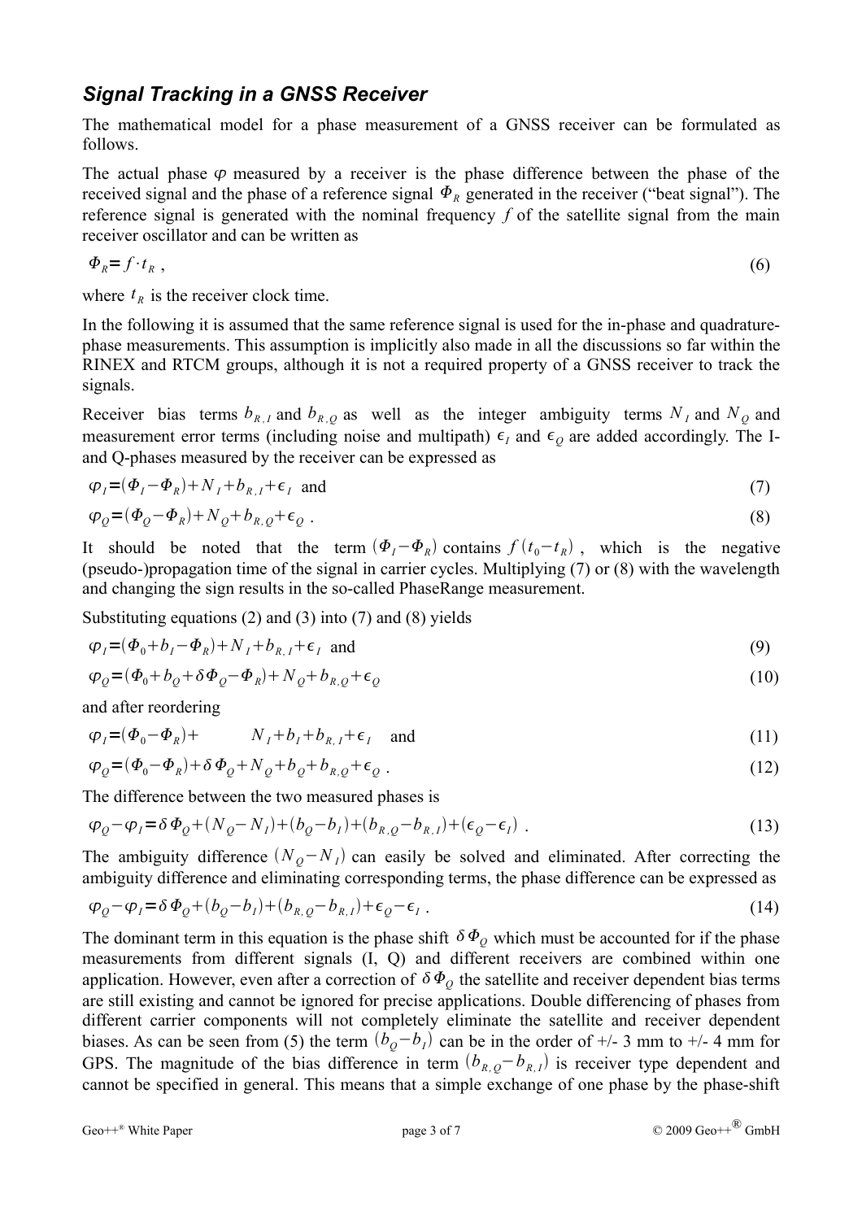## *Signal Tracking in a GNSS Receiver*

The mathematical model for a phase measurement of a GNSS receiver can be formulated as follows.

The actual phase $\varphi$ measured by a receiver is the phase difference between the phase of the received signal and the phase of a reference signal $\Phi_R$ generated in the receiver ("beat signal"). The reference signal is generated with the nominal frequency $f$ of the satellite signal from the main receiver oscillator and can be written as

$$\Phi_R = f \cdot t_R \ , \tag{6}$$

where $t_R$ is the receiver clock time.

In the following it is assumed that the same reference signal is used for the in-phase and quadrature-phase measurements. This assumption is implicitly also made in all the discussions so far within the RINEX and RTCM groups, although it is not a required property of a GNSS receiver to track the signals.

Receiver bias terms $b_{R,I}$ and $b_{R,Q}$ as well as the integer ambiguity terms $N_I$ and $N_Q$ and measurement error terms (including noise and multipath) $\epsilon_I$ and $\epsilon_Q$ are added accordingly. The I- and Q-phases measured by the receiver can be expressed as

$$\varphi_I = (\Phi_I - \Phi_R) + N_I + b_{R,I} + \epsilon_I \quad \text{and} \tag{7}$$

$$\varphi_Q = (\Phi_Q - \Phi_R) + N_Q + b_{R,Q} + \epsilon_Q \ . \tag{8}$$

It should be noted that the term $(\Phi_I - \Phi_R)$ contains $f(t_0 - t_R)$, which is the negative (pseudo-)propagation time of the signal in carrier cycles. Multiplying (7) or (8) with the wavelength and changing the sign results in the so-called PhaseRange measurement.

Substituting equations (2) and (3) into (7) and (8) yields

$$\varphi_I = (\Phi_0 + b_I - \Phi_R) + N_I + b_{R,I} + \epsilon_I \quad \text{and} \tag{9}$$

$$\varphi_Q = (\Phi_0 + b_Q + \delta\Phi_Q - \Phi_R) + N_Q + b_{R,Q} + \epsilon_Q \tag{10}$$

and after reordering

$$\varphi_I = (\Phi_0 - \Phi_R) + \qquad N_I + b_I + b_{R,I} + \epsilon_I \quad \text{and} \tag{11}$$

$$\varphi_Q = (\Phi_0 - \Phi_R) + \delta\Phi_Q + N_Q + b_Q + b_{R,Q} + \epsilon_Q \ . \tag{12}$$

The difference between the two measured phases is

$$\varphi_Q - \varphi_I = \delta\Phi_Q + (N_Q - N_I) + (b_Q - b_I) + (b_{R,Q} - b_{R,I}) + (\epsilon_Q - \epsilon_I) \ . \tag{13}$$

The ambiguity difference $(N_Q - N_I)$ can easily be solved and eliminated. After correcting the ambiguity difference and eliminating corresponding terms, the phase difference can be expressed as

$$\varphi_Q - \varphi_I = \delta\Phi_Q + (b_Q - b_I) + (b_{R,Q} - b_{R,I}) + \epsilon_Q - \epsilon_I \ . \tag{14}$$

The dominant term in this equation is the phase shift $\delta\Phi_Q$ which must be accounted for if the phase measurements from different signals (I, Q) and different receivers are combined within one application. However, even after a correction of $\delta\Phi_Q$ the satellite and receiver dependent bias terms are still existing and cannot be ignored for precise applications. Double differencing of phases from different carrier components will not completely eliminate the satellite and receiver dependent biases. As can be seen from (5) the term $(b_Q - b_I)$ can be in the order of +/- 3 mm to +/- 4 mm for GPS. The magnitude of the bias difference in term $(b_{R,Q} - b_{R,I})$ is receiver type dependent and cannot be specified in general. This means that a simple exchange of one phase by the phase-shift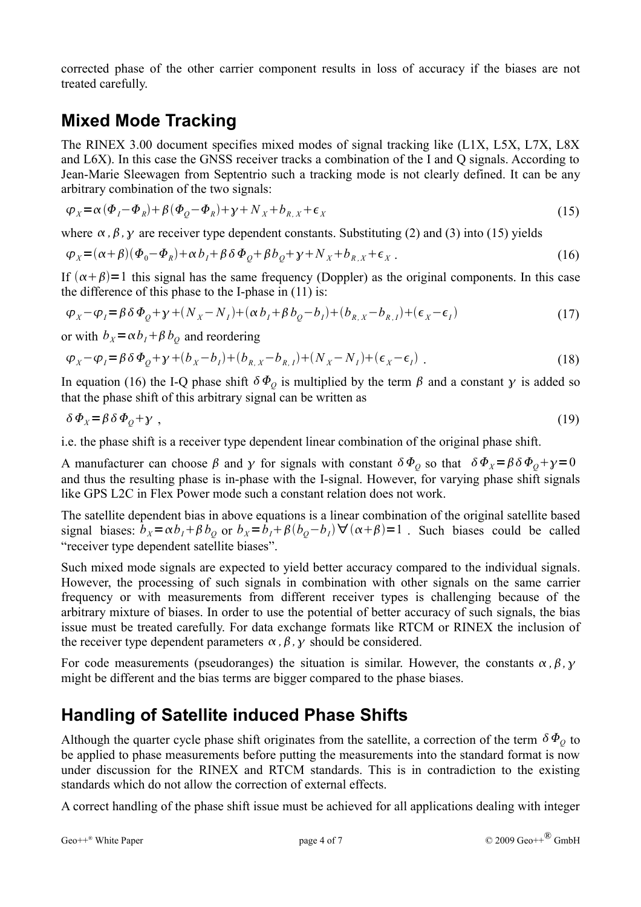corrected phase of the other carrier component results in loss of accuracy if the biases are not treated carefully.

## Mixed Mode Tracking

The RINEX 3.00 document specifies mixed modes of signal tracking like (L1X, L5X, L7X, L8X and L6X). In this case the GNSS receiver tracks a combination of the I and Q signals. According to Jean-Marie Sleewagen from Septentrio such a tracking mode is not clearly defined. It can be any arbitrary combination of the two signals:

$$\varphi_X = \alpha(\Phi_I - \Phi_R) + \beta(\Phi_Q - \Phi_R) + \gamma + N_X + b_{R,X} + \epsilon_X \tag{15}$$

where $\alpha, \beta, \gamma$ are receiver type dependent constants. Substituting (2) and (3) into (15) yields

$$\varphi_X = (\alpha+\beta)(\Phi_0 - \Phi_R) + \alpha b_I + \beta \delta\Phi_Q + \beta b_Q + \gamma + N_X + b_{R,X} + \epsilon_X \ . \tag{16}$$

If $(\alpha+\beta)=1$ this signal has the same frequency (Doppler) as the original components. In this case the difference of this phase to the I-phase in (11) is:

$$\varphi_X - \varphi_I = \beta \delta\Phi_Q + \gamma + (N_X - N_I) + (\alpha b_I + \beta b_Q - b_I) + (b_{R,X} - b_{R,I}) + (\epsilon_X - \epsilon_I) \tag{17}$$

or with $b_X = \alpha b_I + \beta b_Q$ and reordering

$$\varphi_X - \varphi_I = \beta \delta\Phi_Q + \gamma + (b_X - b_I) + (b_{R,X} - b_{R,I}) + (N_X - N_I) + (\epsilon_X - \epsilon_I) \ . \tag{18}$$

In equation (16) the I-Q phase shift $\delta\Phi_Q$ is multiplied by the term $\beta$ and a constant $\gamma$ is added so that the phase shift of this arbitrary signal can be written as

$$\delta\Phi_X = \beta \delta\Phi_Q + \gamma \ , \tag{19}$$

i.e. the phase shift is a receiver type dependent linear combination of the original phase shift.

A manufacturer can choose $\beta$ and $\gamma$ for signals with constant $\delta\Phi_Q$ so that $\delta\Phi_X = \beta\delta\Phi_Q + \gamma = 0$ and thus the resulting phase is in-phase with the I-signal. However, for varying phase shift signals like GPS L2C in Flex Power mode such a constant relation does not work.

The satellite dependent bias in above equations is a linear combination of the original satellite based signal biases: $b_X = \alpha b_I + \beta b_Q$ or $b_X = b_I + \beta(b_Q - b_I) \forall (\alpha+\beta)=1$ . Such biases could be called "receiver type dependent satellite biases".

Such mixed mode signals are expected to yield better accuracy compared to the individual signals. However, the processing of such signals in combination with other signals on the same carrier frequency or with measurements from different receiver types is challenging because of the arbitrary mixture of biases. In order to use the potential of better accuracy of such signals, the bias issue must be treated carefully. For data exchange formats like RTCM or RINEX the inclusion of the receiver type dependent parameters $\alpha, \beta, \gamma$ should be considered.

For code measurements (pseudoranges) the situation is similar. However, the constants $\alpha, \beta, \gamma$ might be different and the bias terms are bigger compared to the phase biases.

## Handling of Satellite induced Phase Shifts

Although the quarter cycle phase shift originates from the satellite, a correction of the term $\delta\Phi_Q$ to be applied to phase measurements before putting the measurements into the standard format is now under discussion for the RINEX and RTCM standards. This is in contradiction to the existing standards which do not allow the correction of external effects.

A correct handling of the phase shift issue must be achieved for all applications dealing with integer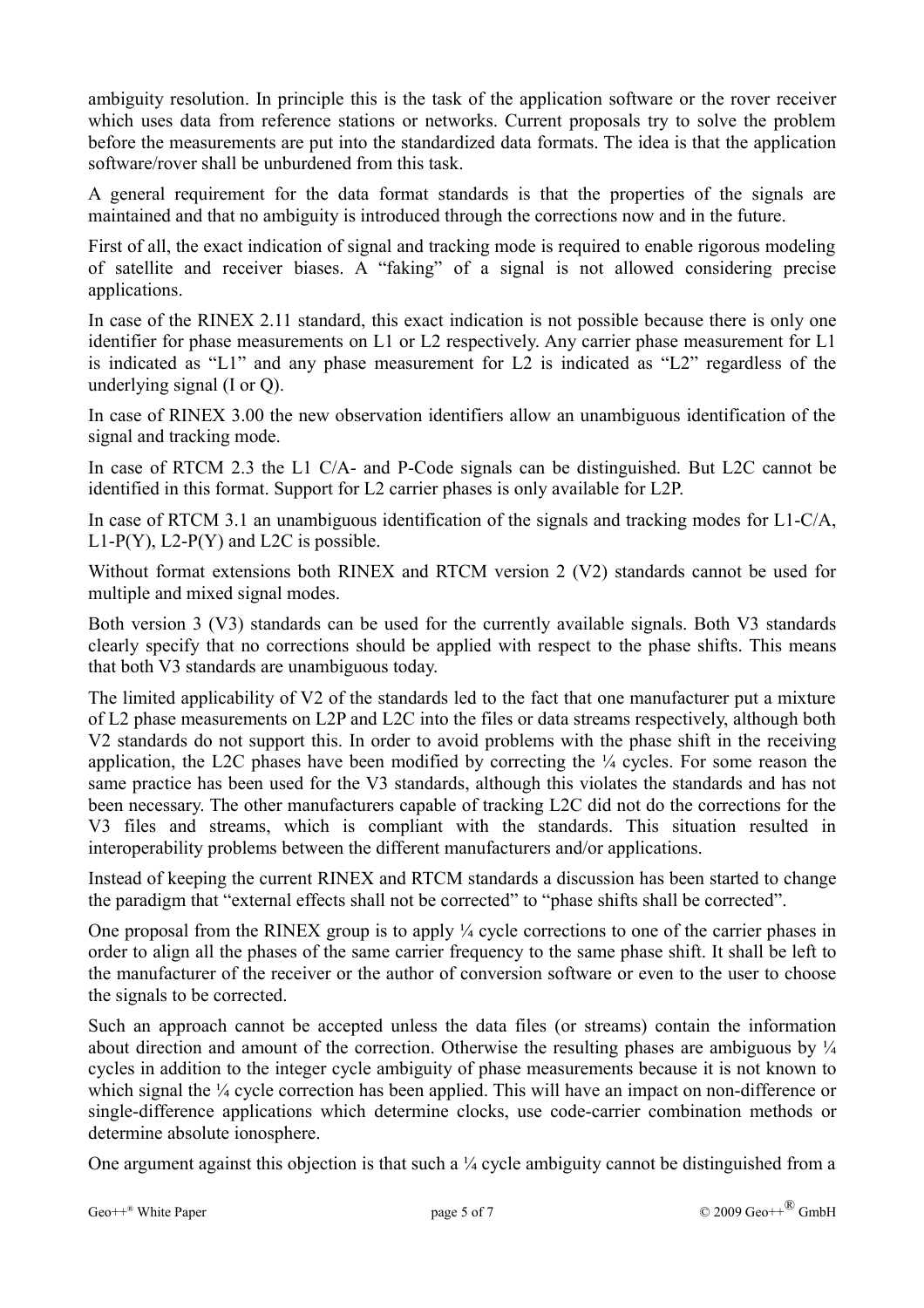ambiguity resolution. In principle this is the task of the application software or the rover receiver which uses data from reference stations or networks. Current proposals try to solve the problem before the measurements are put into the standardized data formats. The idea is that the application software/rover shall be unburdened from this task.

A general requirement for the data format standards is that the properties of the signals are maintained and that no ambiguity is introduced through the corrections now and in the future.

First of all, the exact indication of signal and tracking mode is required to enable rigorous modeling of satellite and receiver biases. A "faking" of a signal is not allowed considering precise applications.

In case of the RINEX 2.11 standard, this exact indication is not possible because there is only one identifier for phase measurements on L1 or L2 respectively. Any carrier phase measurement for L1 is indicated as "L1" and any phase measurement for L2 is indicated as "L2" regardless of the underlying signal (I or Q).

In case of RINEX 3.00 the new observation identifiers allow an unambiguous identification of the signal and tracking mode.

In case of RTCM 2.3 the L1 C/A- and P-Code signals can be distinguished. But L2C cannot be identified in this format. Support for L2 carrier phases is only available for L2P.

In case of RTCM 3.1 an unambiguous identification of the signals and tracking modes for L1-C/A, L1-P(Y), L2-P(Y) and L2C is possible.

Without format extensions both RINEX and RTCM version 2 (V2) standards cannot be used for multiple and mixed signal modes.

Both version 3 (V3) standards can be used for the currently available signals. Both V3 standards clearly specify that no corrections should be applied with respect to the phase shifts. This means that both V3 standards are unambiguous today.

The limited applicability of V2 of the standards led to the fact that one manufacturer put a mixture of L2 phase measurements on L2P and L2C into the files or data streams respectively, although both V2 standards do not support this. In order to avoid problems with the phase shift in the receiving application, the L2C phases have been modified by correcting the ¼ cycles. For some reason the same practice has been used for the V3 standards, although this violates the standards and has not been necessary. The other manufacturers capable of tracking L2C did not do the corrections for the V3 files and streams, which is compliant with the standards. This situation resulted in interoperability problems between the different manufacturers and/or applications.

Instead of keeping the current RINEX and RTCM standards a discussion has been started to change the paradigm that "external effects shall not be corrected" to "phase shifts shall be corrected".

One proposal from the RINEX group is to apply ¼ cycle corrections to one of the carrier phases in order to align all the phases of the same carrier frequency to the same phase shift. It shall be left to the manufacturer of the receiver or the author of conversion software or even to the user to choose the signals to be corrected.

Such an approach cannot be accepted unless the data files (or streams) contain the information about direction and amount of the correction. Otherwise the resulting phases are ambiguous by ¼ cycles in addition to the integer cycle ambiguity of phase measurements because it is not known to which signal the ¼ cycle correction has been applied. This will have an impact on non-difference or single-difference applications which determine clocks, use code-carrier combination methods or determine absolute ionosphere.

One argument against this objection is that such a ¼ cycle ambiguity cannot be distinguished from a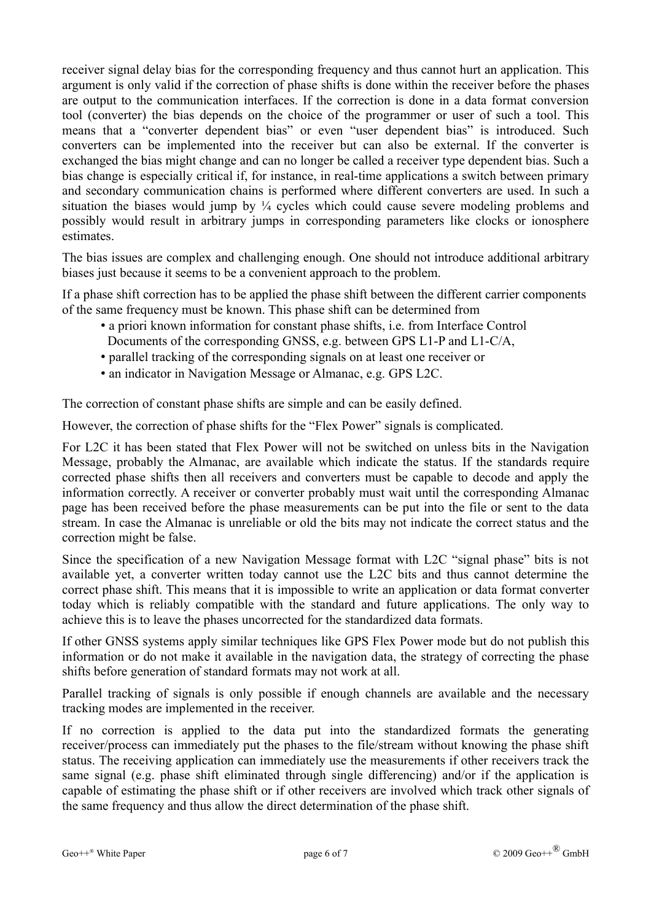receiver signal delay bias for the corresponding frequency and thus cannot hurt an application. This argument is only valid if the correction of phase shifts is done within the receiver before the phases are output to the communication interfaces. If the correction is done in a data format conversion tool (converter) the bias depends on the choice of the programmer or user of such a tool. This means that a "converter dependent bias" or even "user dependent bias" is introduced. Such converters can be implemented into the receiver but can also be external. If the converter is exchanged the bias might change and can no longer be called a receiver type dependent bias. Such a bias change is especially critical if, for instance, in real-time applications a switch between primary and secondary communication chains is performed where different converters are used. In such a situation the biases would jump by ¼ cycles which could cause severe modeling problems and possibly would result in arbitrary jumps in corresponding parameters like clocks or ionosphere estimates.

The bias issues are complex and challenging enough. One should not introduce additional arbitrary biases just because it seems to be a convenient approach to the problem.

If a phase shift correction has to be applied the phase shift between the different carrier components of the same frequency must be known. This phase shift can be determined from

- a priori known information for constant phase shifts, i.e. from Interface Control Documents of the corresponding GNSS, e.g. between GPS L1-P and L1-C/A,
- parallel tracking of the corresponding signals on at least one receiver or
- an indicator in Navigation Message or Almanac, e.g. GPS L2C.

The correction of constant phase shifts are simple and can be easily defined.

However, the correction of phase shifts for the "Flex Power" signals is complicated.

For L2C it has been stated that Flex Power will not be switched on unless bits in the Navigation Message, probably the Almanac, are available which indicate the status. If the standards require corrected phase shifts then all receivers and converters must be capable to decode and apply the information correctly. A receiver or converter probably must wait until the corresponding Almanac page has been received before the phase measurements can be put into the file or sent to the data stream. In case the Almanac is unreliable or old the bits may not indicate the correct status and the correction might be false.

Since the specification of a new Navigation Message format with L2C "signal phase" bits is not available yet, a converter written today cannot use the L2C bits and thus cannot determine the correct phase shift. This means that it is impossible to write an application or data format converter today which is reliably compatible with the standard and future applications. The only way to achieve this is to leave the phases uncorrected for the standardized data formats.

If other GNSS systems apply similar techniques like GPS Flex Power mode but do not publish this information or do not make it available in the navigation data, the strategy of correcting the phase shifts before generation of standard formats may not work at all.

Parallel tracking of signals is only possible if enough channels are available and the necessary tracking modes are implemented in the receiver.

If no correction is applied to the data put into the standardized formats the generating receiver/process can immediately put the phases to the file/stream without knowing the phase shift status. The receiving application can immediately use the measurements if other receivers track the same signal (e.g. phase shift eliminated through single differencing) and/or if the application is capable of estimating the phase shift or if other receivers are involved which track other signals of the same frequency and thus allow the direct determination of the phase shift.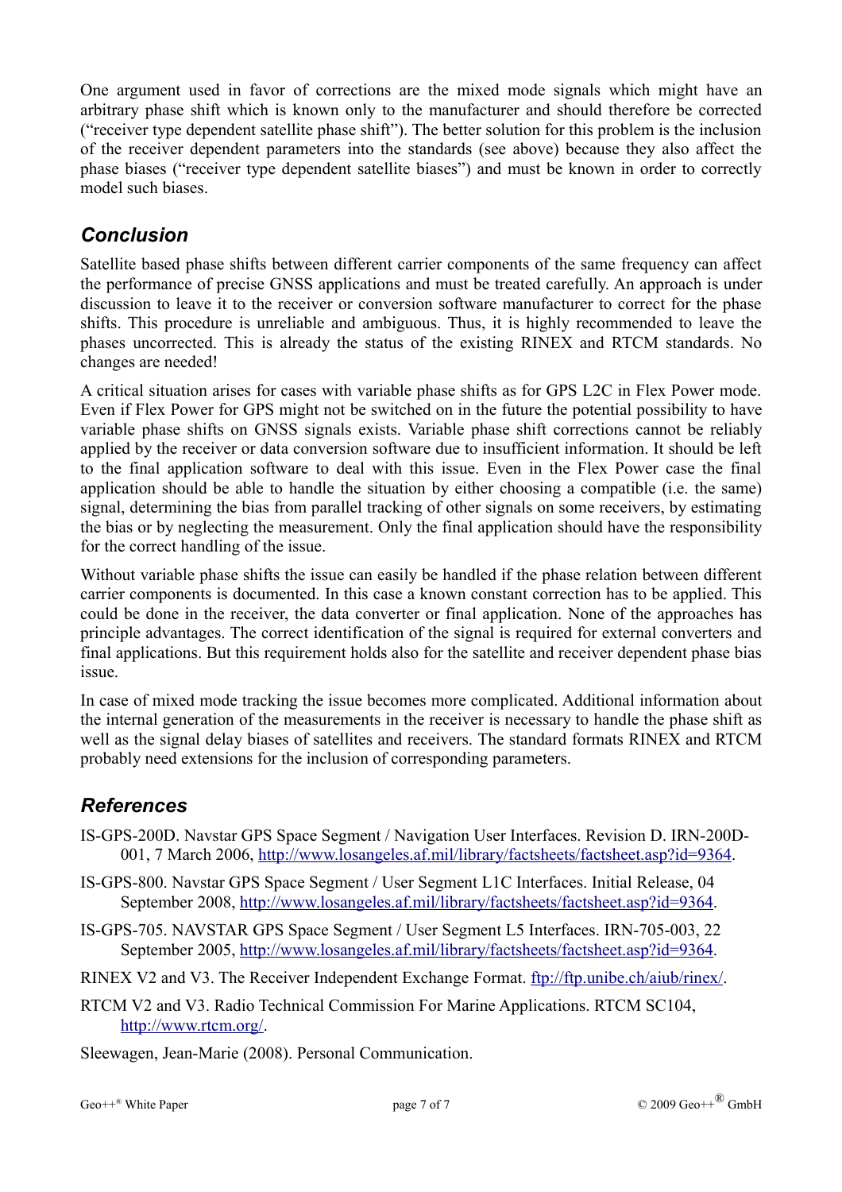One argument used in favor of corrections are the mixed mode signals which might have an arbitrary phase shift which is known only to the manufacturer and should therefore be corrected ("receiver type dependent satellite phase shift"). The better solution for this problem is the inclusion of the receiver dependent parameters into the standards (see above) because they also affect the phase biases ("receiver type dependent satellite biases") and must be known in order to correctly model such biases.

## *Conclusion*

Satellite based phase shifts between different carrier components of the same frequency can affect the performance of precise GNSS applications and must be treated carefully. An approach is under discussion to leave it to the receiver or conversion software manufacturer to correct for the phase shifts. This procedure is unreliable and ambiguous. Thus, it is highly recommended to leave the phases uncorrected. This is already the status of the existing RINEX and RTCM standards. No changes are needed!

A critical situation arises for cases with variable phase shifts as for GPS L2C in Flex Power mode. Even if Flex Power for GPS might not be switched on in the future the potential possibility to have variable phase shifts on GNSS signals exists. Variable phase shift corrections cannot be reliably applied by the receiver or data conversion software due to insufficient information. It should be left to the final application software to deal with this issue. Even in the Flex Power case the final application should be able to handle the situation by either choosing a compatible (i.e. the same) signal, determining the bias from parallel tracking of other signals on some receivers, by estimating the bias or by neglecting the measurement. Only the final application should have the responsibility for the correct handling of the issue.

Without variable phase shifts the issue can easily be handled if the phase relation between different carrier components is documented. In this case a known constant correction has to be applied. This could be done in the receiver, the data converter or final application. None of the approaches has principle advantages. The correct identification of the signal is required for external converters and final applications. But this requirement holds also for the satellite and receiver dependent phase bias issue.

In case of mixed mode tracking the issue becomes more complicated. Additional information about the internal generation of the measurements in the receiver is necessary to handle the phase shift as well as the signal delay biases of satellites and receivers. The standard formats RINEX and RTCM probably need extensions for the inclusion of corresponding parameters.

## *References*

IS-GPS-200D. Navstar GPS Space Segment / Navigation User Interfaces. Revision D. IRN-200D-001, 7 March 2006, http://www.losangeles.af.mil/library/factsheets/factsheet.asp?id=9364.

IS-GPS-800. Navstar GPS Space Segment / User Segment L1C Interfaces. Initial Release, 04 September 2008, http://www.losangeles.af.mil/library/factsheets/factsheet.asp?id=9364.

IS-GPS-705. NAVSTAR GPS Space Segment / User Segment L5 Interfaces. IRN-705-003, 22 September 2005, http://www.losangeles.af.mil/library/factsheets/factsheet.asp?id=9364.

RINEX V2 and V3. The Receiver Independent Exchange Format. ftp://ftp.unibe.ch/aiub/rinex/.

RTCM V2 and V3. Radio Technical Commission For Marine Applications. RTCM SC104, http://www.rtcm.org/.

Sleewagen, Jean-Marie (2008). Personal Communication.